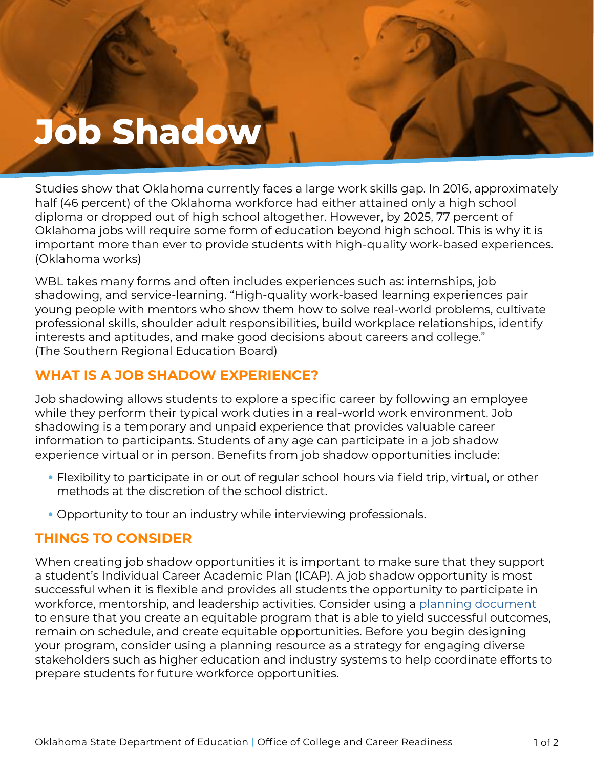# Job Shadow

Studies show that Oklahoma currently faces a large work skills gap. In 2016, approximately half (46 percent) of the Oklahoma workforce had either attained only a high school diploma or dropped out of high school altogether. However, by 2025, 77 percent of Oklahoma jobs will require some form of education beyond high school. This is why it is important more than ever to provide students with high-quality work-based experiences. (Oklahoma works)

WBL takes many forms and often includes experiences such as: internships, job shadowing, and service-learning. "High-quality work-based learning experiences pair young people with mentors who show them how to solve real-world problems, cultivate professional skills, shoulder adult responsibilities, build workplace relationships, identify interests and aptitudes, and make good decisions about careers and college." (The Southern Regional Education Board)

## WHAT IS A JOB SHADOW EXPERIENCE?

Job shadowing allows students to explore a specific career by following an employee while they perform their typical work duties in a real-world work environment. Job shadowing is a temporary and unpaid experience that provides valuable career information to participants. Students of any age can participate in a job shadow experience virtual or in person. Benefits from job shadow opportunities include:

- Flexibility to participate in or out of regular school hours via field trip, virtual, or other methods at the discretion of the school district.
- Opportunity to tour an industry while interviewing professionals.

## THINGS TO CONSIDER

When creating job shadow opportunities it is important to make sure that they support a student's Individual Career Academic Plan (ICAP). A job shadow opportunity is most successful when it is flexible and provides all students the opportunity to participate in workforce, mentorship, and leadership activities. Consider using a planning document to ensure that you create an equitable program that is able to yield successful outcomes, remain on schedule, and create equitable opportunities. Before you begin designing your program, consider using a planning resource as a strategy for engaging diverse stakeholders such as higher education and industry systems to help coordinate efforts to prepare students for future workforce opportunities.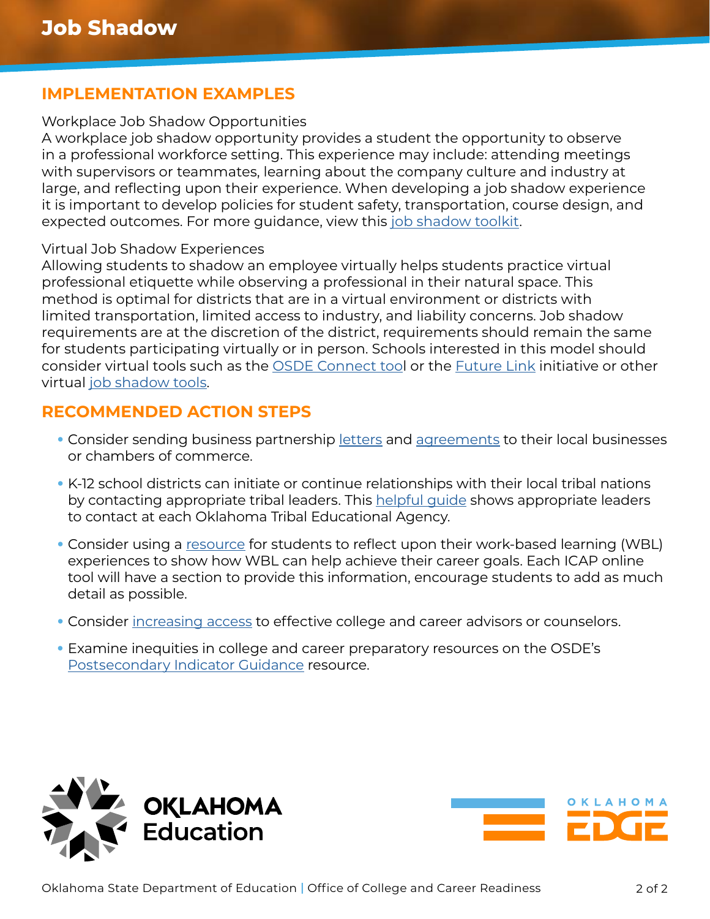# Job Shadow

## IMPLEMENTATION EXAMPLES

Workplace Job Shadow Opportunities

A workplace job shadow opportunity provides a student the opportunity to observe in a professional workforce setting. This experience may include: attending meetings with supervisors or teammates, learning about the company culture and industry at large, and reflecting upon their experience. When developing a job shadow experience it is important to develop policies for student safety, transportation, course design, and expected outcomes. For more guidance, view this job shadow toolkit.

Virtual Job Shadow Experiences

Allowing students to shadow an employee virtually helps students practice virtual professional etiquette while observing a professional in their natural space. This method is optimal for districts that are in a virtual environment or districts with limited transportation, limited access to industry, and liability concerns. Job shadow requirements are at the discretion of the district, requirements should remain the same for students participating virtually or in person. Schools interested in this model should consider virtual tools such as the OSDE Connect tool or the Future Link initiative or other virtual job shadow tools.

## RECOMMENDED ACTION STEPS

- Consider sending business partnership letters and agreements to their local businesses or chambers of commerce.
- K-12 school districts can initiate or continue relationships with their local tribal nations by contacting appropriate tribal leaders. This helpful guide shows appropriate leaders to contact at each Oklahoma Tribal Educational Agency.
- Consider using a resource for students to reflect upon their work-based learning (WBL) experiences to show how WBL can help achieve their career goals. Each ICAP online tool will have a section to provide this information, encourage students to add as much detail as possible.
- Consider increasing access to effective college and career advisors or counselors.
- Examine inequities in college and career preparatory resources on the OSDE's Postsecondary Indicator Guidance resource.

OKLAHOMA Education

OKLAHOMA EDGE

Oklahoma State Department of Education | Office of College and Career Readiness